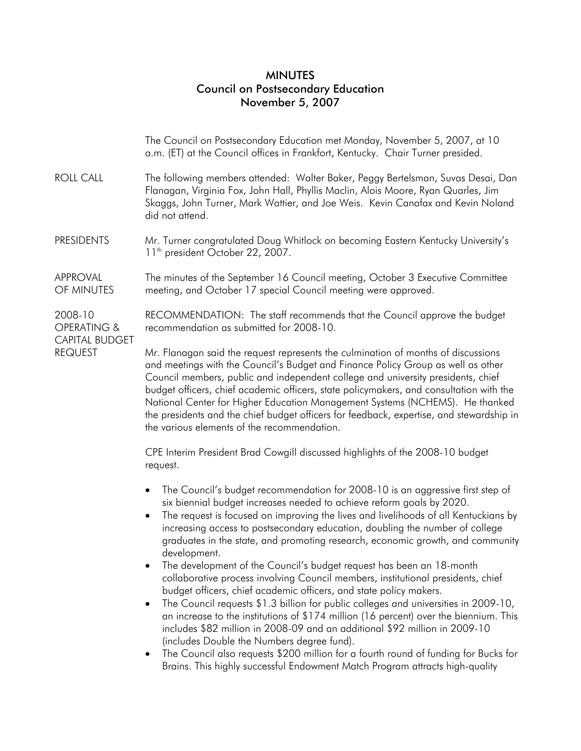# MINUTES
## Council on Postsecondary Education
## November 5, 2007

The Council on Postsecondary Education met Monday, November 5, 2007, at 10 a.m. (ET) at the Council offices in Frankfort, Kentucky. Chair Turner presided.

**ROLL CALL**

The following members attended: Walter Baker, Peggy Bertelsman, Suvas Desai, Dan Flanagan, Virginia Fox, John Hall, Phyllis Maclin, Alois Moore, Ryan Quarles, Jim Skaggs, John Turner, Mark Wattier, and Joe Weis. Kevin Canafax and Kevin Noland did not attend.

**PRESIDENTS**

Mr. Turner congratulated Doug Whitlock on becoming Eastern Kentucky University's 11th president October 22, 2007.

**APPROVAL OF MINUTES**

The minutes of the September 16 Council meeting, October 3 Executive Committee meeting, and October 17 special Council meeting were approved.

**2008-10 OPERATING & CAPITAL BUDGET REQUEST**

RECOMMENDATION: The staff recommends that the Council approve the budget recommendation as submitted for 2008-10.

Mr. Flanagan said the request represents the culmination of months of discussions and meetings with the Council's Budget and Finance Policy Group as well as other Council members, public and independent college and university presidents, chief budget officers, chief academic officers, state policymakers, and consultation with the National Center for Higher Education Management Systems (NCHEMS). He thanked the presidents and the chief budget officers for feedback, expertise, and stewardship in the various elements of the recommendation.

CPE Interim President Brad Cowgill discussed highlights of the 2008-10 budget request.

- The Council's budget recommendation for 2008-10 is an aggressive first step of six biennial budget increases needed to achieve reform goals by 2020.
- The request is focused on improving the lives and livelihoods of all Kentuckians by increasing access to postsecondary education, doubling the number of college graduates in the state, and promoting research, economic growth, and community development.
- The development of the Council's budget request has been an 18-month collaborative process involving Council members, institutional presidents, chief budget officers, chief academic officers, and state policy makers.
- The Council requests \$1.3 billion for public colleges and universities in 2009-10, an increase to the institutions of \$174 million (16 percent) over the biennium. This includes \$82 million in 2008-09 and an additional \$92 million in 2009-10 (includes Double the Numbers degree fund).
- The Council also requests \$200 million for a fourth round of funding for Bucks for Brains. This highly successful Endowment Match Program attracts high-quality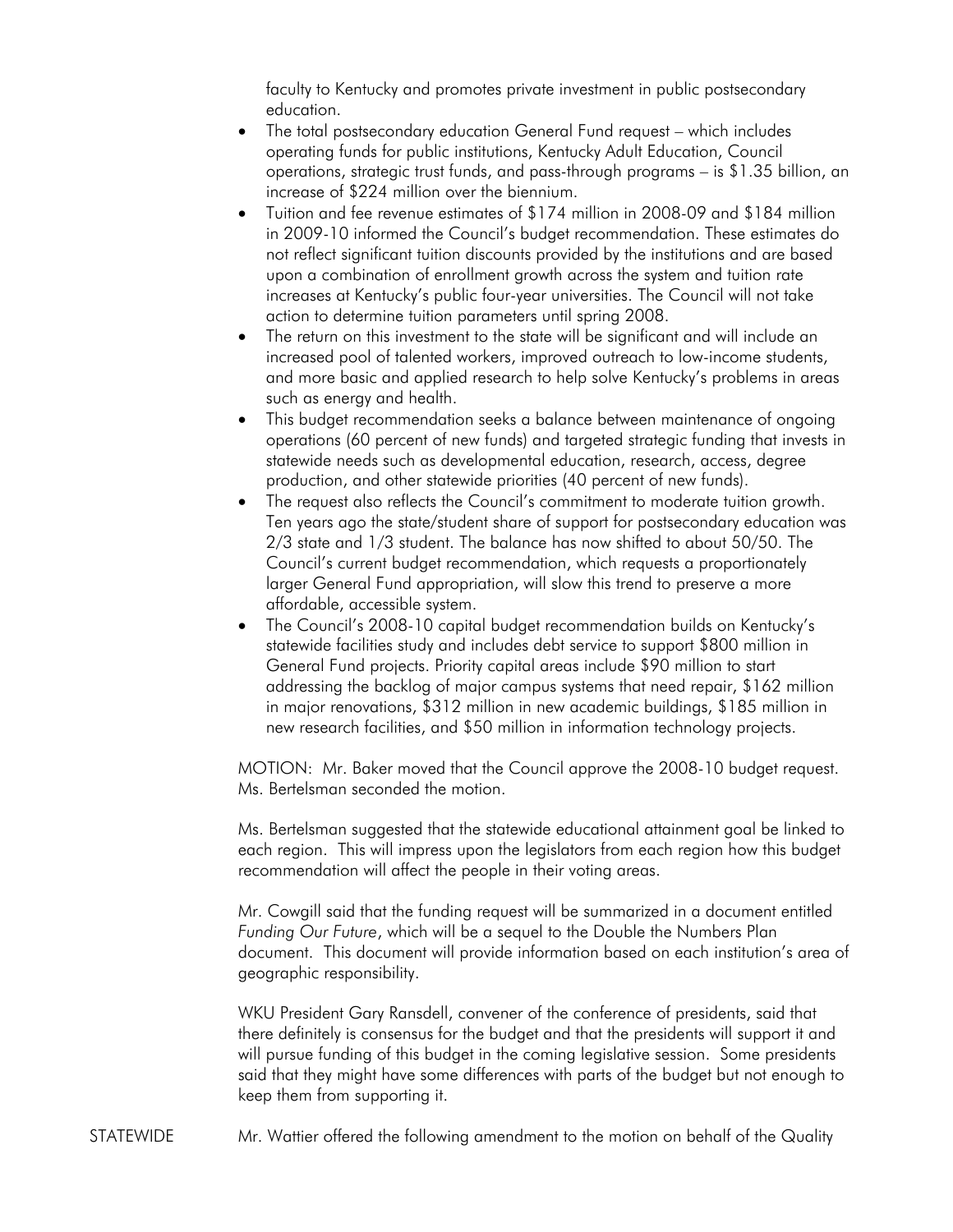faculty to Kentucky and promotes private investment in public postsecondary education.

- The total postsecondary education General Fund request – which includes operating funds for public institutions, Kentucky Adult Education, Council operations, strategic trust funds, and pass-through programs – is $1.35 billion, an increase of $224 million over the biennium.
- Tuition and fee revenue estimates of $174 million in 2008-09 and $184 million in 2009-10 informed the Council's budget recommendation. These estimates do not reflect significant tuition discounts provided by the institutions and are based upon a combination of enrollment growth across the system and tuition rate increases at Kentucky's public four-year universities. The Council will not take action to determine tuition parameters until spring 2008.
- The return on this investment to the state will be significant and will include an increased pool of talented workers, improved outreach to low-income students, and more basic and applied research to help solve Kentucky's problems in areas such as energy and health.
- This budget recommendation seeks a balance between maintenance of ongoing operations (60 percent of new funds) and targeted strategic funding that invests in statewide needs such as developmental education, research, access, degree production, and other statewide priorities (40 percent of new funds).
- The request also reflects the Council's commitment to moderate tuition growth. Ten years ago the state/student share of support for postsecondary education was 2/3 state and 1/3 student. The balance has now shifted to about 50/50. The Council's current budget recommendation, which requests a proportionately larger General Fund appropriation, will slow this trend to preserve a more affordable, accessible system.
- The Council's 2008-10 capital budget recommendation builds on Kentucky's statewide facilities study and includes debt service to support $800 million in General Fund projects. Priority capital areas include $90 million to start addressing the backlog of major campus systems that need repair, $162 million in major renovations, $312 million in new academic buildings, $185 million in new research facilities, and $50 million in information technology projects.

MOTION: Mr. Baker moved that the Council approve the 2008-10 budget request. Ms. Bertelsman seconded the motion.

Ms. Bertelsman suggested that the statewide educational attainment goal be linked to each region. This will impress upon the legislators from each region how this budget recommendation will affect the people in their voting areas.

Mr. Cowgill said that the funding request will be summarized in a document entitled *Funding Our Future*, which will be a sequel to the Double the Numbers Plan document. This document will provide information based on each institution's area of geographic responsibility.

WKU President Gary Ransdell, convener of the conference of presidents, said that there definitely is consensus for the budget and that the presidents will support it and will pursue funding of this budget in the coming legislative session. Some presidents said that they might have some differences with parts of the budget but not enough to keep them from supporting it.

STATEWIDE

Mr. Wattier offered the following amendment to the motion on behalf of the Quality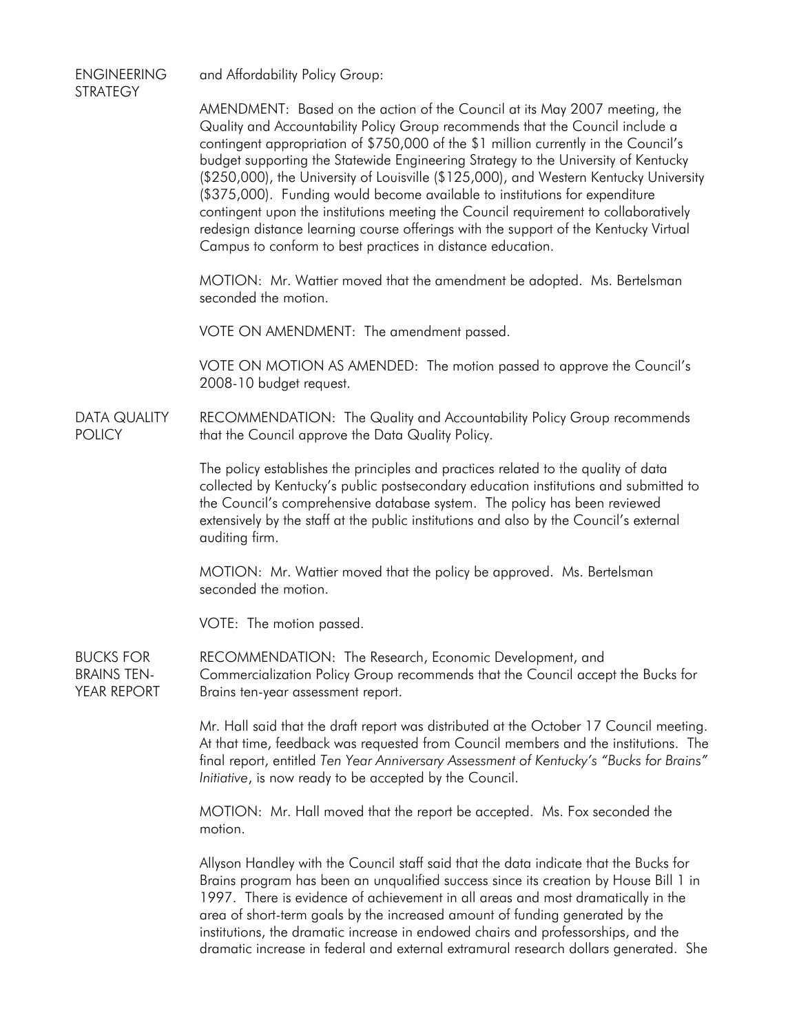**ENGINEERING STRATEGY**

and Affordability Policy Group:

AMENDMENT: Based on the action of the Council at its May 2007 meeting, the Quality and Accountability Policy Group recommends that the Council include a contingent appropriation of $750,000 of the $1 million currently in the Council's budget supporting the Statewide Engineering Strategy to the University of Kentucky ($250,000), the University of Louisville ($125,000), and Western Kentucky University ($375,000). Funding would become available to institutions for expenditure contingent upon the institutions meeting the Council requirement to collaboratively redesign distance learning course offerings with the support of the Kentucky Virtual Campus to conform to best practices in distance education.

MOTION: Mr. Wattier moved that the amendment be adopted. Ms. Bertelsman seconded the motion.

VOTE ON AMENDMENT: The amendment passed.

VOTE ON MOTION AS AMENDED: The motion passed to approve the Council's 2008-10 budget request.

**DATA QUALITY POLICY**

RECOMMENDATION: The Quality and Accountability Policy Group recommends that the Council approve the Data Quality Policy.

The policy establishes the principles and practices related to the quality of data collected by Kentucky's public postsecondary education institutions and submitted to the Council's comprehensive database system. The policy has been reviewed extensively by the staff at the public institutions and also by the Council's external auditing firm.

MOTION: Mr. Wattier moved that the policy be approved. Ms. Bertelsman seconded the motion.

VOTE: The motion passed.

**BUCKS FOR BRAINS TEN-YEAR REPORT**

RECOMMENDATION: The Research, Economic Development, and Commercialization Policy Group recommends that the Council accept the Bucks for Brains ten-year assessment report.

Mr. Hall said that the draft report was distributed at the October 17 Council meeting. At that time, feedback was requested from Council members and the institutions. The final report, entitled *Ten Year Anniversary Assessment of Kentucky's "Bucks for Brains" Initiative*, is now ready to be accepted by the Council.

MOTION: Mr. Hall moved that the report be accepted. Ms. Fox seconded the motion.

Allyson Handley with the Council staff said that the data indicate that the Bucks for Brains program has been an unqualified success since its creation by House Bill 1 in 1997. There is evidence of achievement in all areas and most dramatically in the area of short-term goals by the increased amount of funding generated by the institutions, the dramatic increase in endowed chairs and professorships, and the dramatic increase in federal and external extramural research dollars generated. She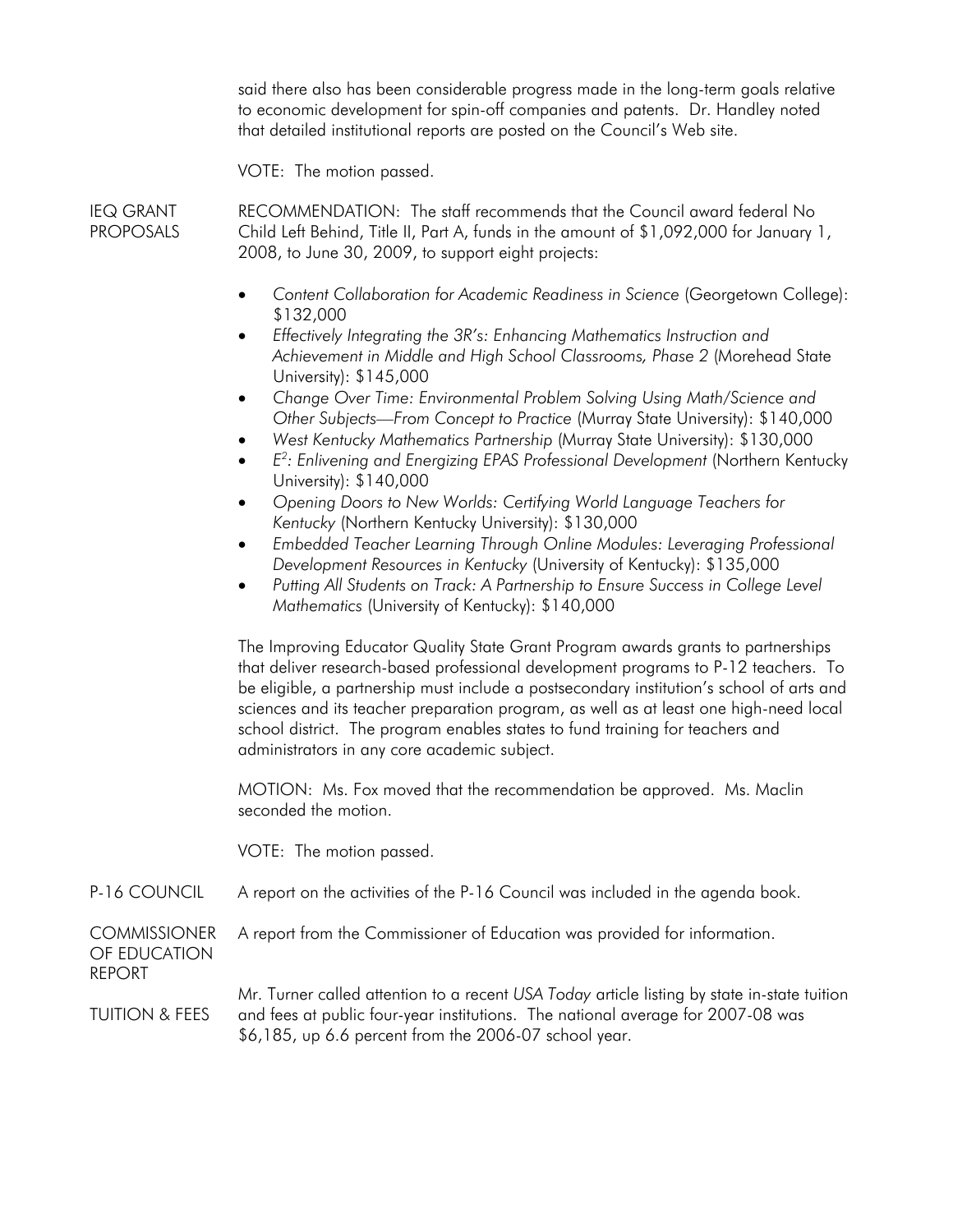said there also has been considerable progress made in the long-term goals relative to economic development for spin-off companies and patents. Dr. Handley noted that detailed institutional reports are posted on the Council's Web site.

VOTE: The motion passed.

**IEQ GRANT PROPOSALS**

RECOMMENDATION: The staff recommends that the Council award federal No Child Left Behind, Title II, Part A, funds in the amount of $1,092,000 for January 1, 2008, to June 30, 2009, to support eight projects:

- *Content Collaboration for Academic Readiness in Science* (Georgetown College): $132,000
- *Effectively Integrating the 3R's: Enhancing Mathematics Instruction and Achievement in Middle and High School Classrooms, Phase 2* (Morehead State University): $145,000
- *Change Over Time: Environmental Problem Solving Using Math/Science and Other Subjects—From Concept to Practice* (Murray State University): $140,000
- *West Kentucky Mathematics Partnership* (Murray State University): $130,000
- *$E^2$: Enlivening and Energizing EPAS Professional Development* (Northern Kentucky University): $140,000
- *Opening Doors to New Worlds: Certifying World Language Teachers for Kentucky* (Northern Kentucky University): $130,000
- *Embedded Teacher Learning Through Online Modules: Leveraging Professional Development Resources in Kentucky* (University of Kentucky): $135,000
- *Putting All Students on Track: A Partnership to Ensure Success in College Level Mathematics* (University of Kentucky): $140,000

The Improving Educator Quality State Grant Program awards grants to partnerships that deliver research-based professional development programs to P-12 teachers. To be eligible, a partnership must include a postsecondary institution's school of arts and sciences and its teacher preparation program, as well as at least one high-need local school district. The program enables states to fund training for teachers and administrators in any core academic subject.

MOTION: Ms. Fox moved that the recommendation be approved. Ms. Maclin seconded the motion.

VOTE: The motion passed.

**P-16 COUNCIL**

A report on the activities of the P-16 Council was included in the agenda book.

**COMMISSIONER OF EDUCATION REPORT**

A report from the Commissioner of Education was provided for information.

**TUITION & FEES**

Mr. Turner called attention to a recent *USA Today* article listing by state in-state tuition and fees at public four-year institutions. The national average for 2007-08 was $6,185, up 6.6 percent from the 2006-07 school year.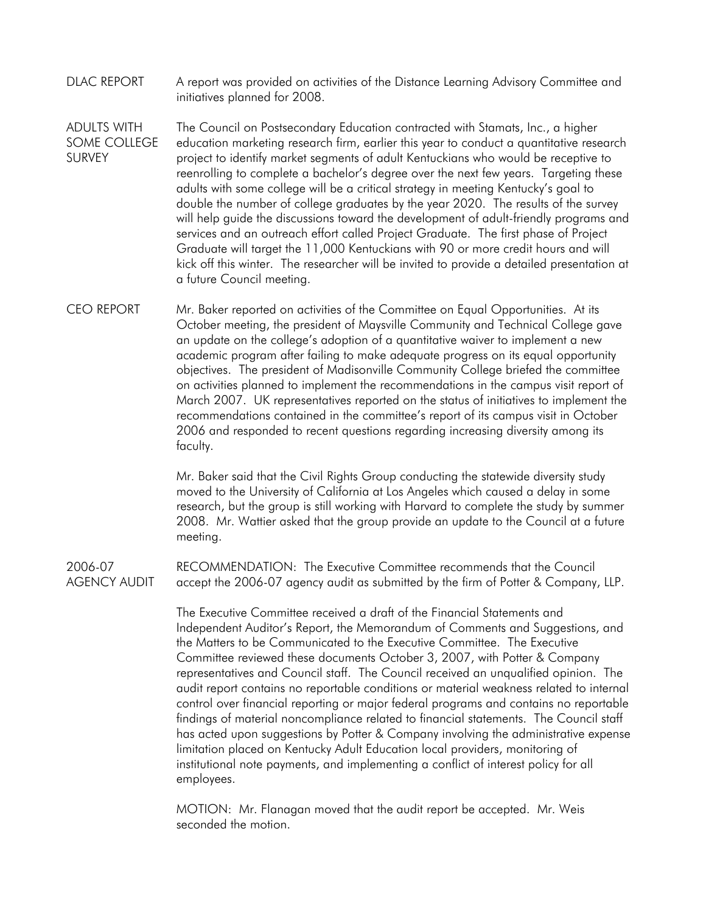**DLAC REPORT**

A report was provided on activities of the Distance Learning Advisory Committee and initiatives planned for 2008.

**ADULTS WITH SOME COLLEGE SURVEY**

The Council on Postsecondary Education contracted with Stamats, Inc., a higher education marketing research firm, earlier this year to conduct a quantitative research project to identify market segments of adult Kentuckians who would be receptive to reenrolling to complete a bachelor's degree over the next few years. Targeting these adults with some college will be a critical strategy in meeting Kentucky's goal to double the number of college graduates by the year 2020. The results of the survey will help guide the discussions toward the development of adult-friendly programs and services and an outreach effort called Project Graduate. The first phase of Project Graduate will target the 11,000 Kentuckians with 90 or more credit hours and will kick off this winter. The researcher will be invited to provide a detailed presentation at a future Council meeting.

**CEO REPORT**

Mr. Baker reported on activities of the Committee on Equal Opportunities. At its October meeting, the president of Maysville Community and Technical College gave an update on the college's adoption of a quantitative waiver to implement a new academic program after failing to make adequate progress on its equal opportunity objectives. The president of Madisonville Community College briefed the committee on activities planned to implement the recommendations in the campus visit report of March 2007. UK representatives reported on the status of initiatives to implement the recommendations contained in the committee's report of its campus visit in October 2006 and responded to recent questions regarding increasing diversity among its faculty.

Mr. Baker said that the Civil Rights Group conducting the statewide diversity study moved to the University of California at Los Angeles which caused a delay in some research, but the group is still working with Harvard to complete the study by summer 2008. Mr. Wattier asked that the group provide an update to the Council at a future meeting.

**2006-07 AGENCY AUDIT**

RECOMMENDATION: The Executive Committee recommends that the Council accept the 2006-07 agency audit as submitted by the firm of Potter & Company, LLP.

The Executive Committee received a draft of the Financial Statements and Independent Auditor's Report, the Memorandum of Comments and Suggestions, and the Matters to be Communicated to the Executive Committee. The Executive Committee reviewed these documents October 3, 2007, with Potter & Company representatives and Council staff. The Council received an unqualified opinion. The audit report contains no reportable conditions or material weakness related to internal control over financial reporting or major federal programs and contains no reportable findings of material noncompliance related to financial statements. The Council staff has acted upon suggestions by Potter & Company involving the administrative expense limitation placed on Kentucky Adult Education local providers, monitoring of institutional note payments, and implementing a conflict of interest policy for all employees.

MOTION: Mr. Flanagan moved that the audit report be accepted. Mr. Weis seconded the motion.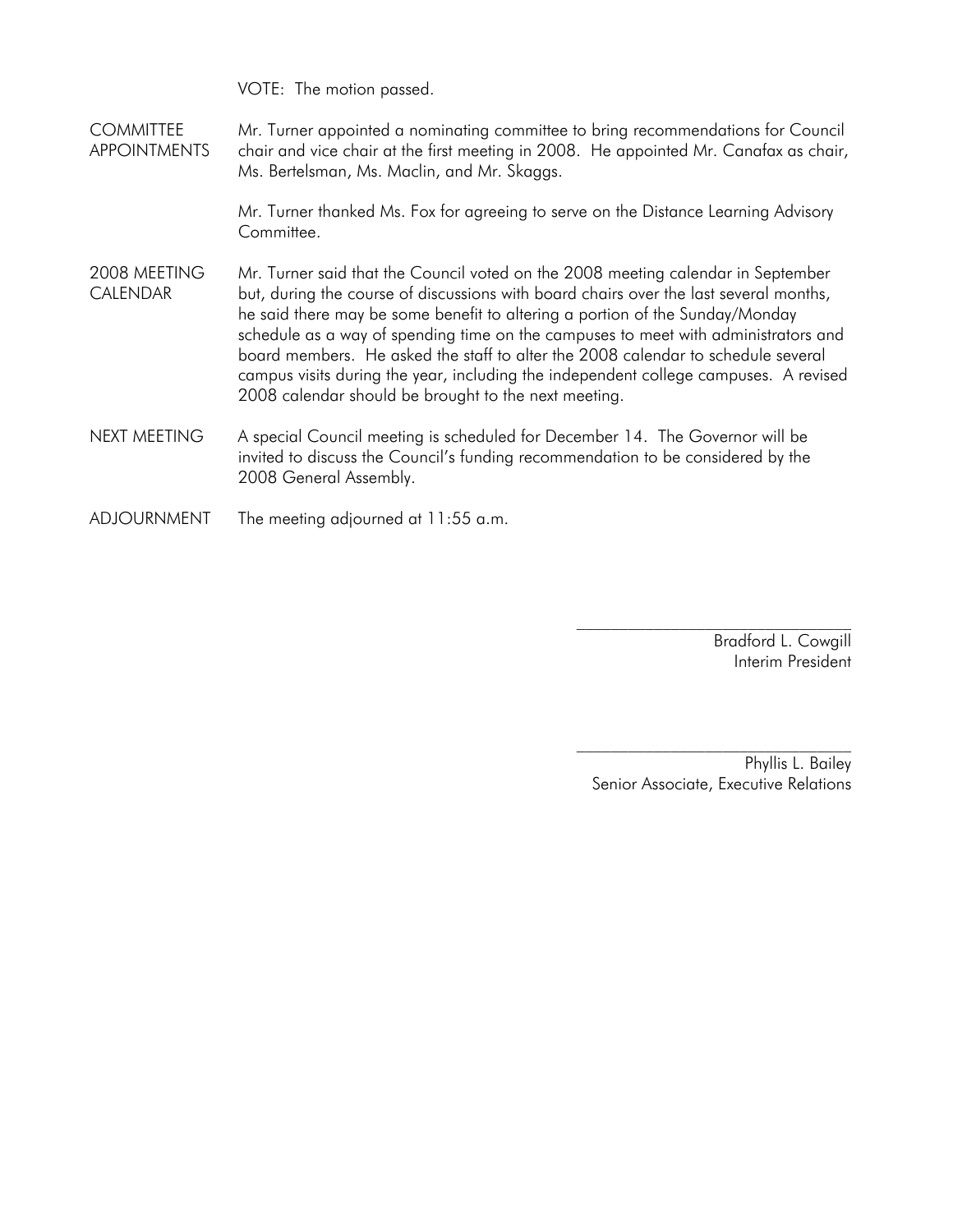VOTE: The motion passed.

**COMMITTEE APPOINTMENTS**

Mr. Turner appointed a nominating committee to bring recommendations for Council chair and vice chair at the first meeting in 2008. He appointed Mr. Canafax as chair, Ms. Bertelsman, Ms. Maclin, and Mr. Skaggs.

Mr. Turner thanked Ms. Fox for agreeing to serve on the Distance Learning Advisory Committee.

**2008 MEETING CALENDAR**

Mr. Turner said that the Council voted on the 2008 meeting calendar in September but, during the course of discussions with board chairs over the last several months, he said there may be some benefit to altering a portion of the Sunday/Monday schedule as a way of spending time on the campuses to meet with administrators and board members. He asked the staff to alter the 2008 calendar to schedule several campus visits during the year, including the independent college campuses. A revised 2008 calendar should be brought to the next meeting.

**NEXT MEETING**

A special Council meeting is scheduled for December 14. The Governor will be invited to discuss the Council's funding recommendation to be considered by the 2008 General Assembly.

**ADJOURNMENT**

The meeting adjourned at 11:55 a.m.

\_\_\_\_\_\_\_\_\_\_\_\_\_\_\_\_\_\_\_\_\_\_\_\_\_\_\_\_\_\_\_\_

Bradford L. Cowgill
Interim President

\_\_\_\_\_\_\_\_\_\_\_\_\_\_\_\_\_\_\_\_\_\_\_\_\_\_\_\_\_\_\_\_

Phyllis L. Bailey
Senior Associate, Executive Relations